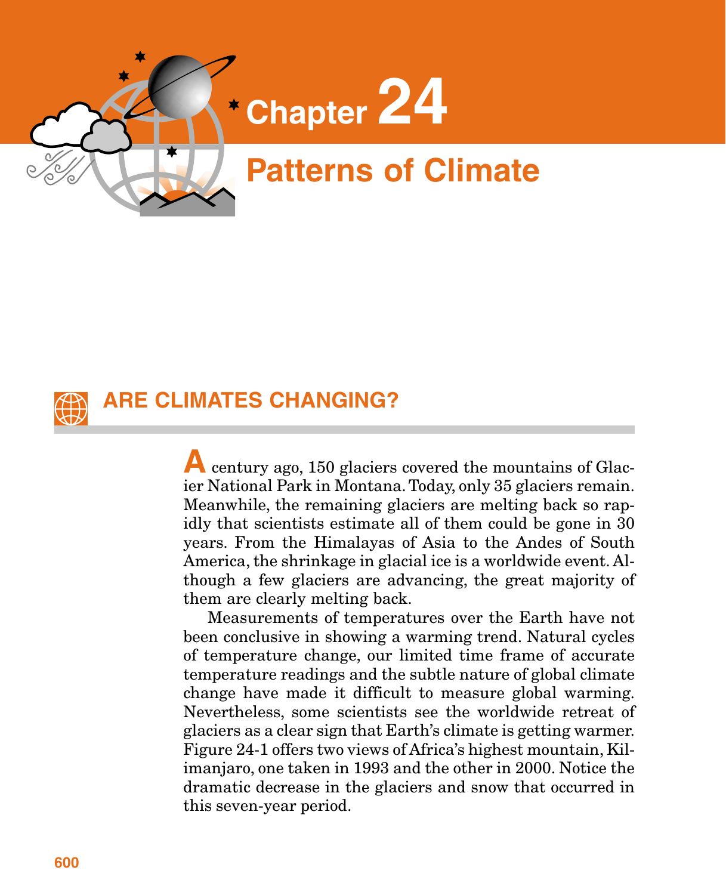# Chapter 24

# Patterns of Climate

## ARE CLIMATES CHANGING?

A century ago, 150 glaciers covered the mountains of Glacier National Park in Montana. Today, only 35 glaciers remain. Meanwhile, the remaining glaciers are melting back so rapidly that scientists estimate all of them could be gone in 30 years. From the Himalayas of Asia to the Andes of South America, the shrinkage in glacial ice is a worldwide event. Although a few glaciers are advancing, the great majority of them are clearly melting back.

Measurements of temperatures over the Earth have not been conclusive in showing a warming trend. Natural cycles of temperature change, our limited time frame of accurate temperature readings and the subtle nature of global climate change have made it difficult to measure global warming. Nevertheless, some scientists see the worldwide retreat of glaciers as a clear sign that Earth's climate is getting warmer. Figure 24-1 offers two views of Africa's highest mountain, Kilimanjaro, one taken in 1993 and the other in 2000. Notice the dramatic decrease in the glaciers and snow that occurred in this seven-year period.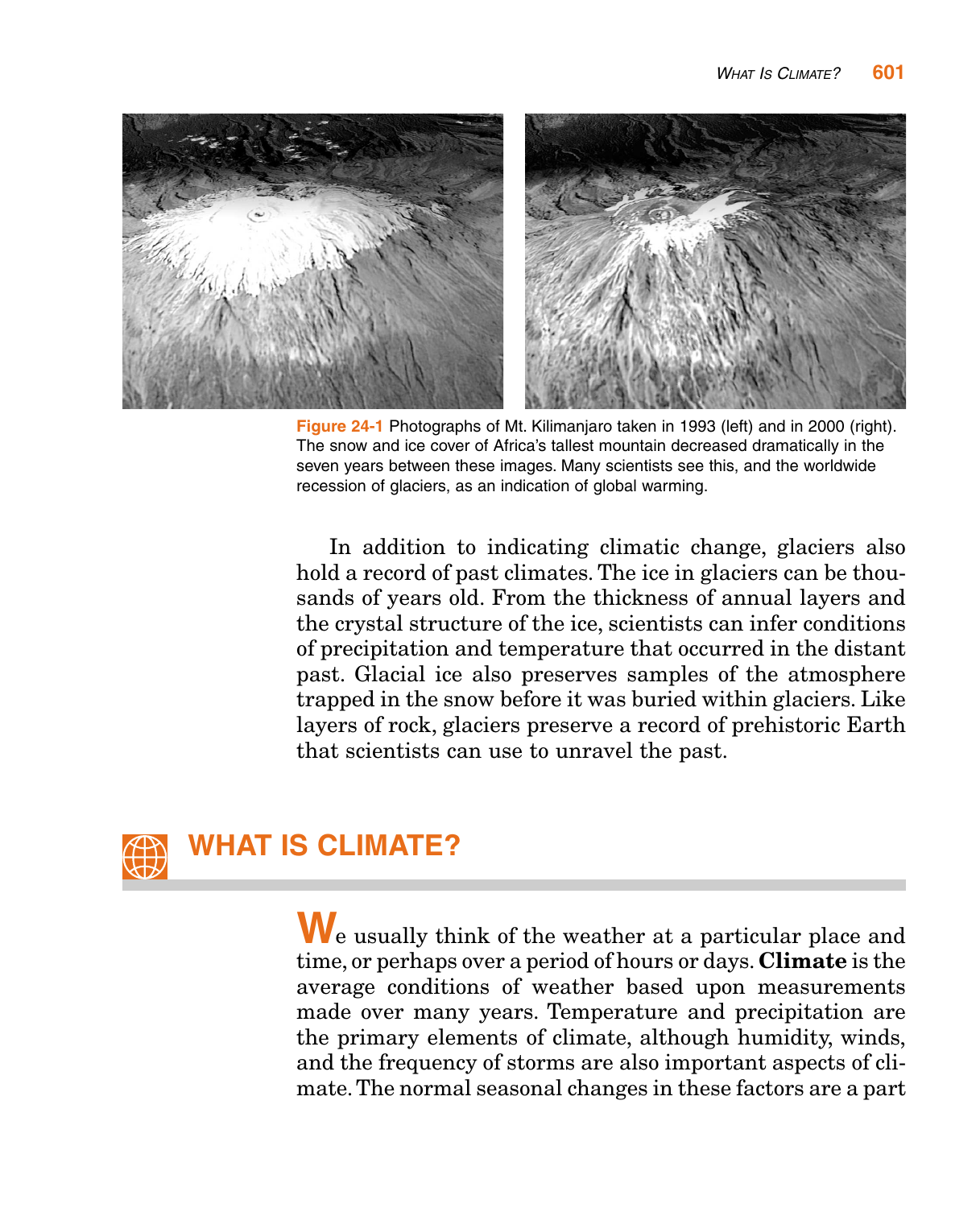Figure 24-1 Photographs of Mt. Kilimanjaro taken in 1993 (left) and in 2000 (right). The snow and ice cover of Africa's tallest mountain decreased dramatically in the seven years between these images. Many scientists see this, and the worldwide recession of glaciers, as an indication of global warming.

In addition to indicating climatic change, glaciers also hold a record of past climates. The ice in glaciers can be thousands of years old. From the thickness of annual layers and the crystal structure of the ice, scientists can infer conditions of precipitation and temperature that occurred in the distant past. Glacial ice also preserves samples of the atmosphere trapped in the snow before it was buried within glaciers. Like layers of rock, glaciers preserve a record of prehistoric Earth that scientists can use to unravel the past.

## WHAT IS CLIMATE?

We usually think of the weather at a particular place and time, or perhaps over a period of hours or days. **Climate** is the average conditions of weather based upon measurements made over many years. Temperature and precipitation are the primary elements of climate, although humidity, winds, and the frequency of storms are also important aspects of climate. The normal seasonal changes in these factors are a part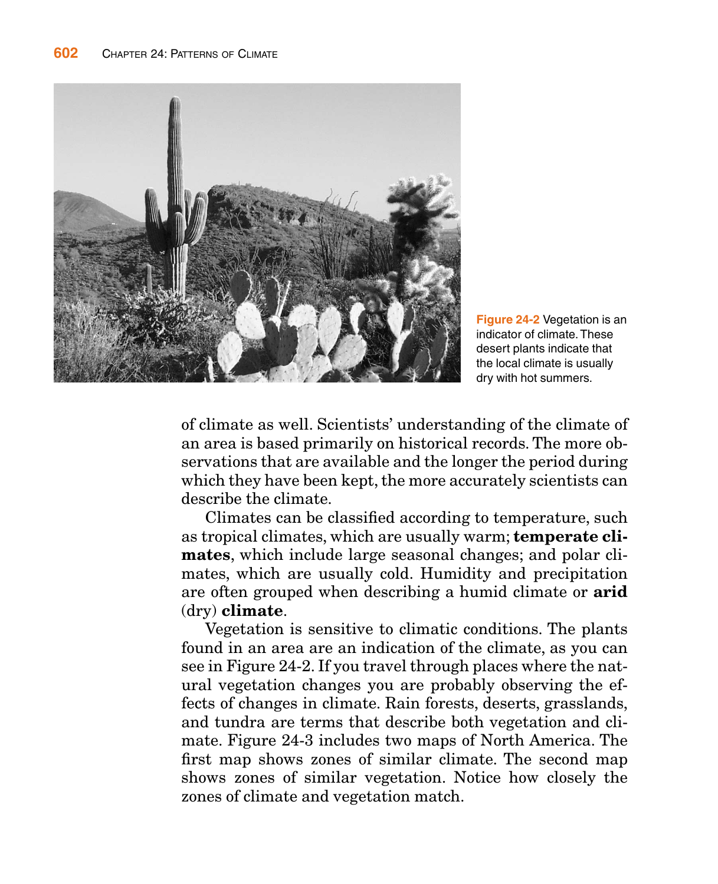Figure 24-2 Vegetation is an indicator of climate. These desert plants indicate that the local climate is usually dry with hot summers.

of climate as well. Scientists' understanding of the climate of an area is based primarily on historical records. The more observations that are available and the longer the period during which they have been kept, the more accurately scientists can describe the climate.

Climates can be classified according to temperature, such as tropical climates, which are usually warm; **temperate climates**, which include large seasonal changes; and polar climates, which are usually cold. Humidity and precipitation are often grouped when describing a humid climate or **arid** (dry) **climate**.

Vegetation is sensitive to climatic conditions. The plants found in an area are an indication of the climate, as you can see in Figure 24-2. If you travel through places where the natural vegetation changes you are probably observing the effects of changes in climate. Rain forests, deserts, grasslands, and tundra are terms that describe both vegetation and climate. Figure 24-3 includes two maps of North America. The first map shows zones of similar climate. The second map shows zones of similar vegetation. Notice how closely the zones of climate and vegetation match.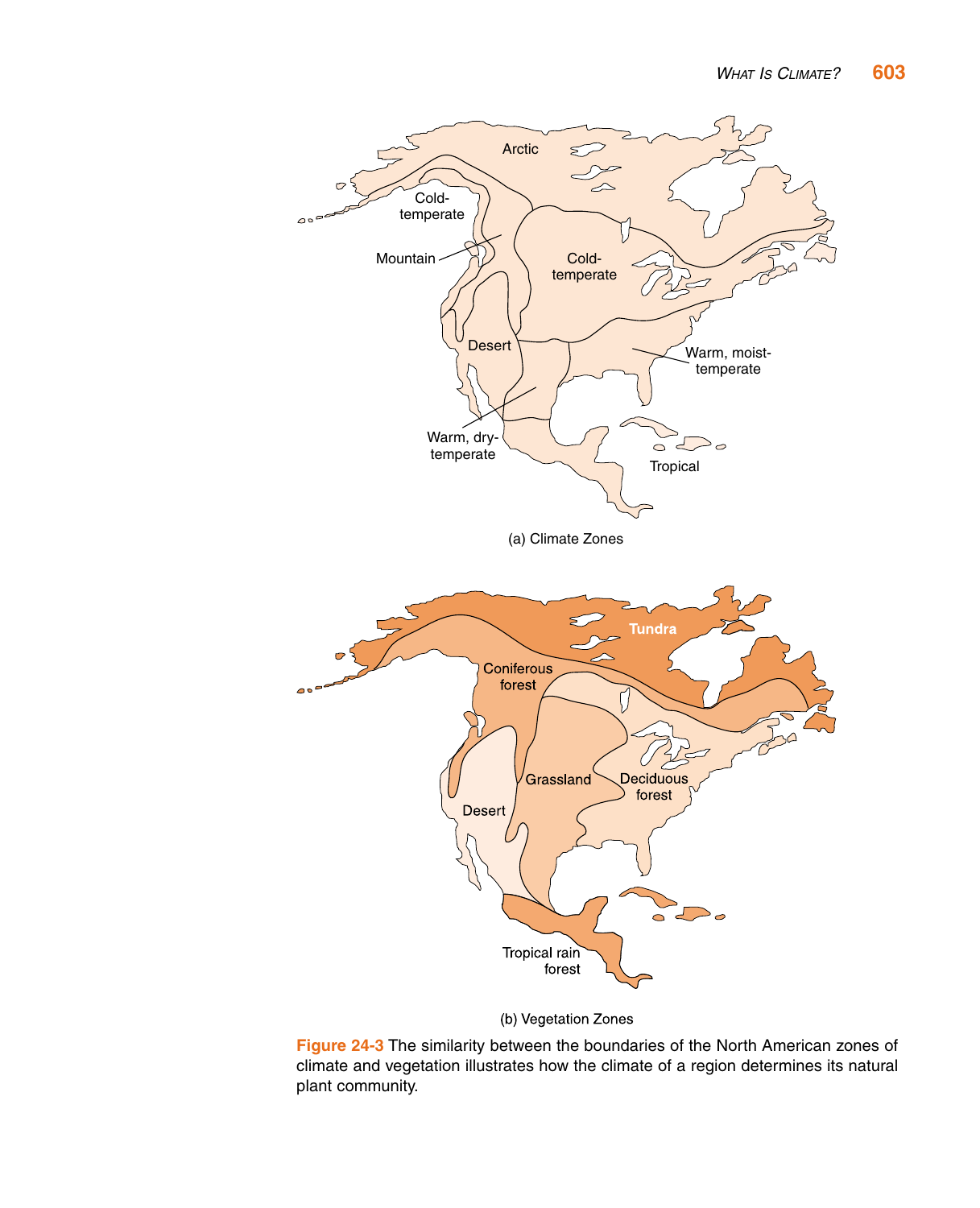(a) Climate Zones

(b) Vegetation Zones

**Figure 24-3** The similarity between the boundaries of the North American zones of climate and vegetation illustrates how the climate of a region determines its natural plant community.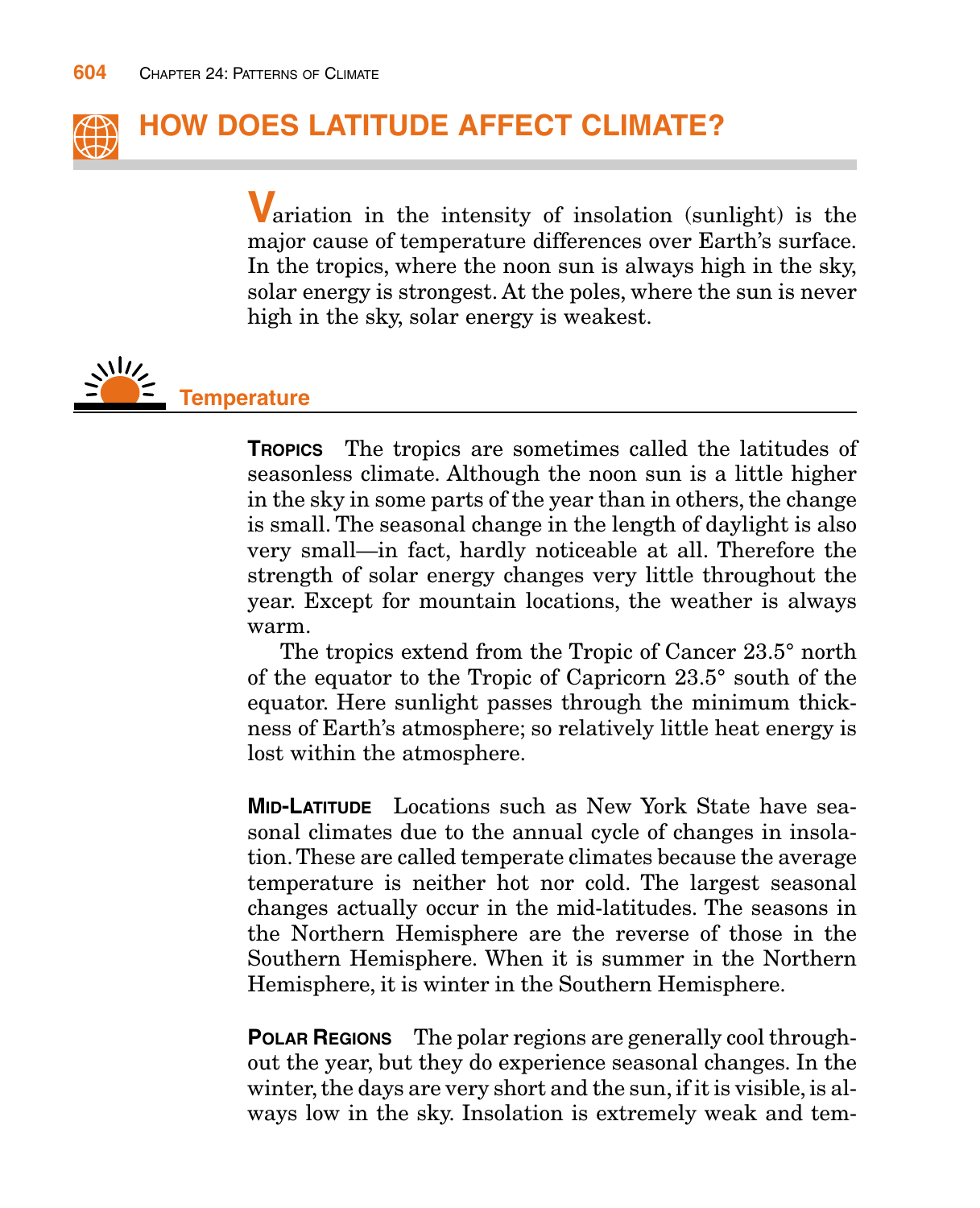## HOW DOES LATITUDE AFFECT CLIMATE?

Variation in the intensity of insolation (sunlight) is the major cause of temperature differences over Earth's surface. In the tropics, where the noon sun is always high in the sky, solar energy is strongest. At the poles, where the sun is never high in the sky, solar energy is weakest.

### Temperature

**TROPICS** The tropics are sometimes called the latitudes of seasonless climate. Although the noon sun is a little higher in the sky in some parts of the year than in others, the change is small. The seasonal change in the length of daylight is also very small—in fact, hardly noticeable at all. Therefore the strength of solar energy changes very little throughout the year. Except for mountain locations, the weather is always warm.

The tropics extend from the Tropic of Cancer 23.5° north of the equator to the Tropic of Capricorn 23.5° south of the equator. Here sunlight passes through the minimum thickness of Earth's atmosphere; so relatively little heat energy is lost within the atmosphere.

**MID-LATITUDE** Locations such as New York State have seasonal climates due to the annual cycle of changes in insolation. These are called temperate climates because the average temperature is neither hot nor cold. The largest seasonal changes actually occur in the mid-latitudes. The seasons in the Northern Hemisphere are the reverse of those in the Southern Hemisphere. When it is summer in the Northern Hemisphere, it is winter in the Southern Hemisphere.

**POLAR REGIONS** The polar regions are generally cool throughout the year, but they do experience seasonal changes. In the winter, the days are very short and the sun, if it is visible, is always low in the sky. Insolation is extremely weak and tem-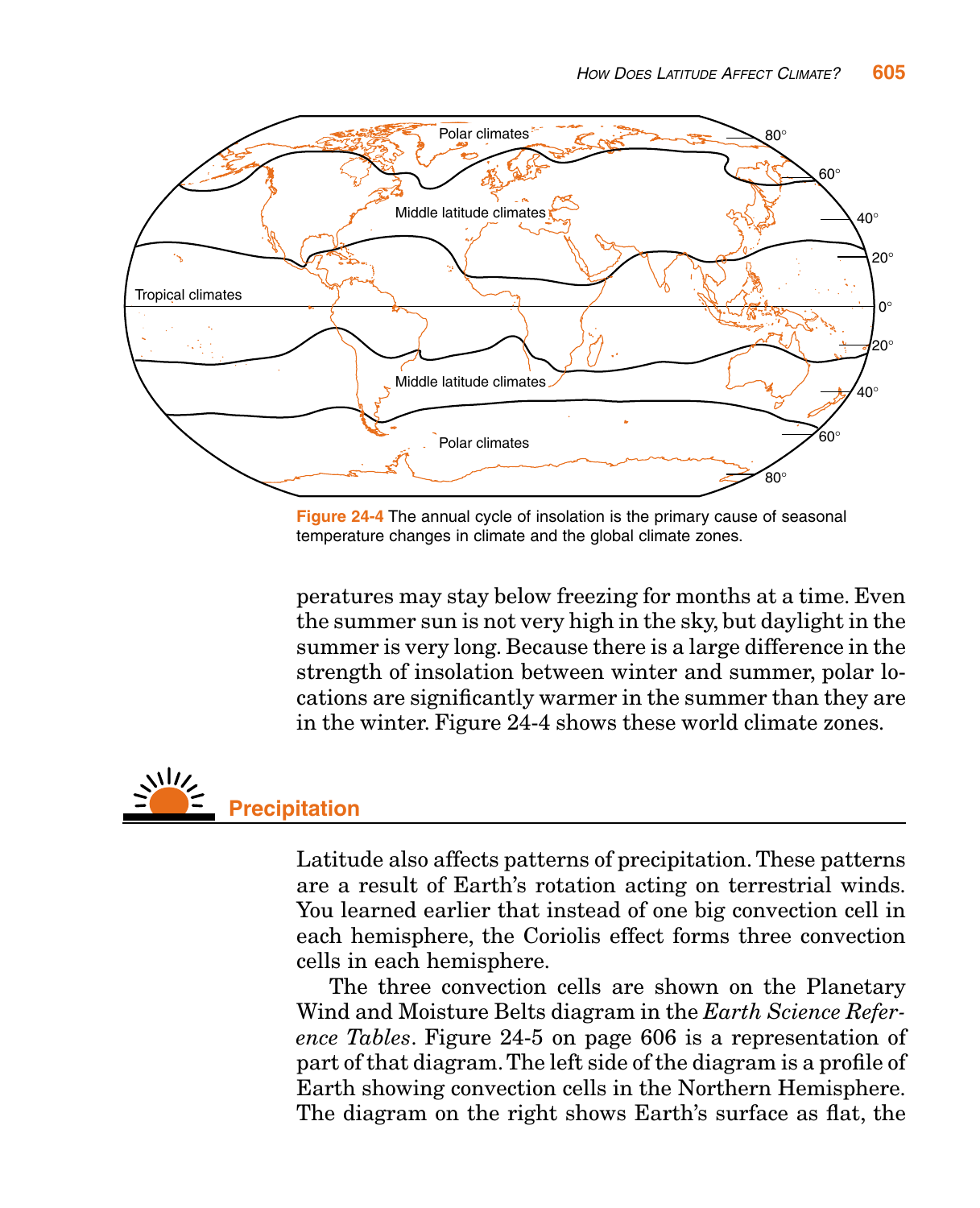Figure 24-4 The annual cycle of insolation is the primary cause of seasonal temperature changes in climate and the global climate zones.

peratures may stay below freezing for months at a time. Even the summer sun is not very high in the sky, but daylight in the summer is very long. Because there is a large difference in the strength of insolation between winter and summer, polar locations are significantly warmer in the summer than they are in the winter. Figure 24-4 shows these world climate zones.

## Precipitation

Latitude also affects patterns of precipitation. These patterns are a result of Earth's rotation acting on terrestrial winds. You learned earlier that instead of one big convection cell in each hemisphere, the Coriolis effect forms three convection cells in each hemisphere.

The three convection cells are shown on the Planetary Wind and Moisture Belts diagram in the *Earth Science Reference Tables*. Figure 24-5 on page 606 is a representation of part of that diagram. The left side of the diagram is a profile of Earth showing convection cells in the Northern Hemisphere. The diagram on the right shows Earth's surface as flat, the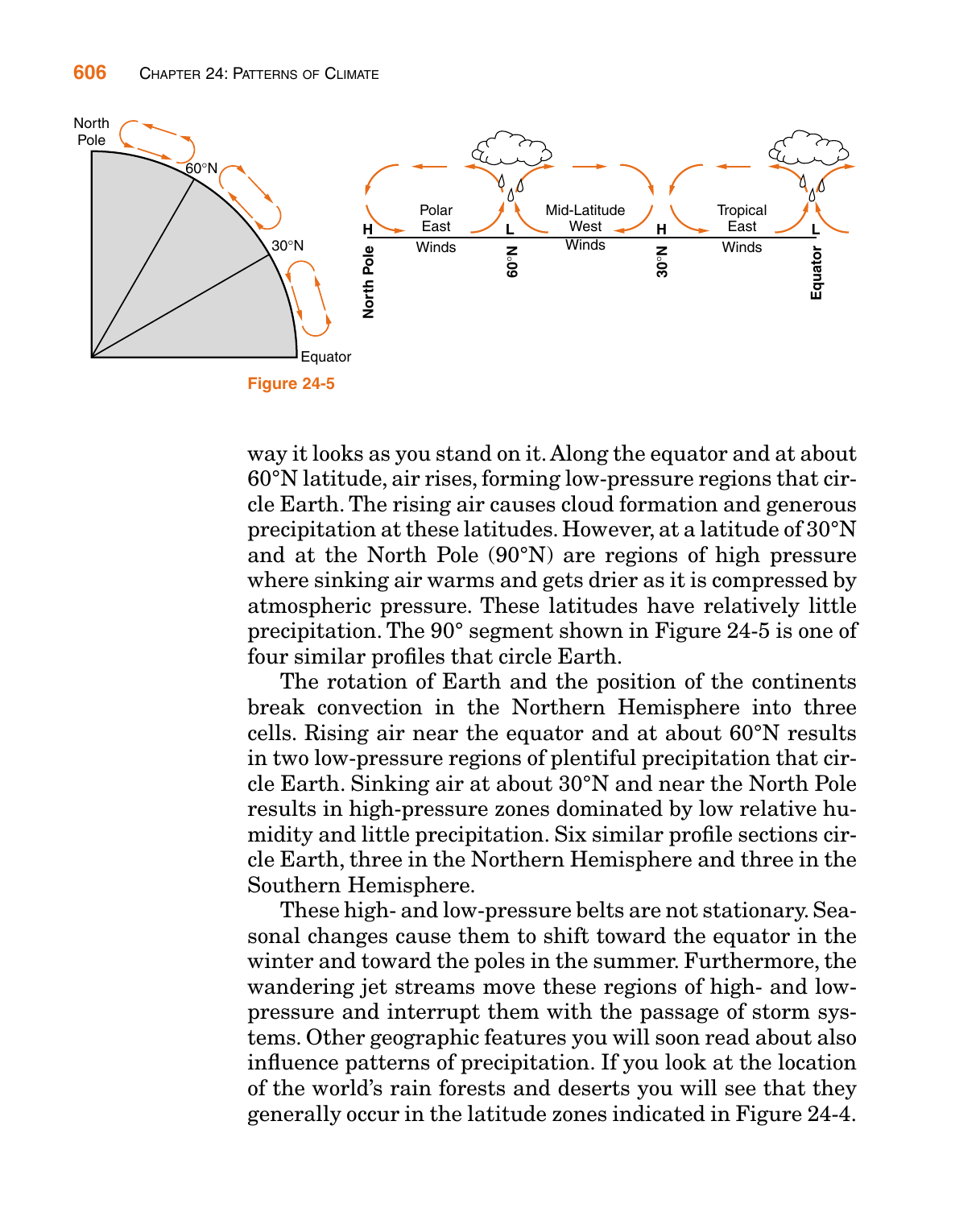Figure 24-5

way it looks as you stand on it. Along the equator and at about 60°N latitude, air rises, forming low-pressure regions that circle Earth. The rising air causes cloud formation and generous precipitation at these latitudes. However, at a latitude of 30°N and at the North Pole (90°N) are regions of high pressure where sinking air warms and gets drier as it is compressed by atmospheric pressure. These latitudes have relatively little precipitation. The 90° segment shown in Figure 24-5 is one of four similar profiles that circle Earth.

The rotation of Earth and the position of the continents break convection in the Northern Hemisphere into three cells. Rising air near the equator and at about 60°N results in two low-pressure regions of plentiful precipitation that circle Earth. Sinking air at about 30°N and near the North Pole results in high-pressure zones dominated by low relative humidity and little precipitation. Six similar profile sections circle Earth, three in the Northern Hemisphere and three in the Southern Hemisphere.

These high- and low-pressure belts are not stationary. Seasonal changes cause them to shift toward the equator in the winter and toward the poles in the summer. Furthermore, the wandering jet streams move these regions of high- and low-pressure and interrupt them with the passage of storm systems. Other geographic features you will soon read about also influence patterns of precipitation. If you look at the location of the world's rain forests and deserts you will see that they generally occur in the latitude zones indicated in Figure 24-4.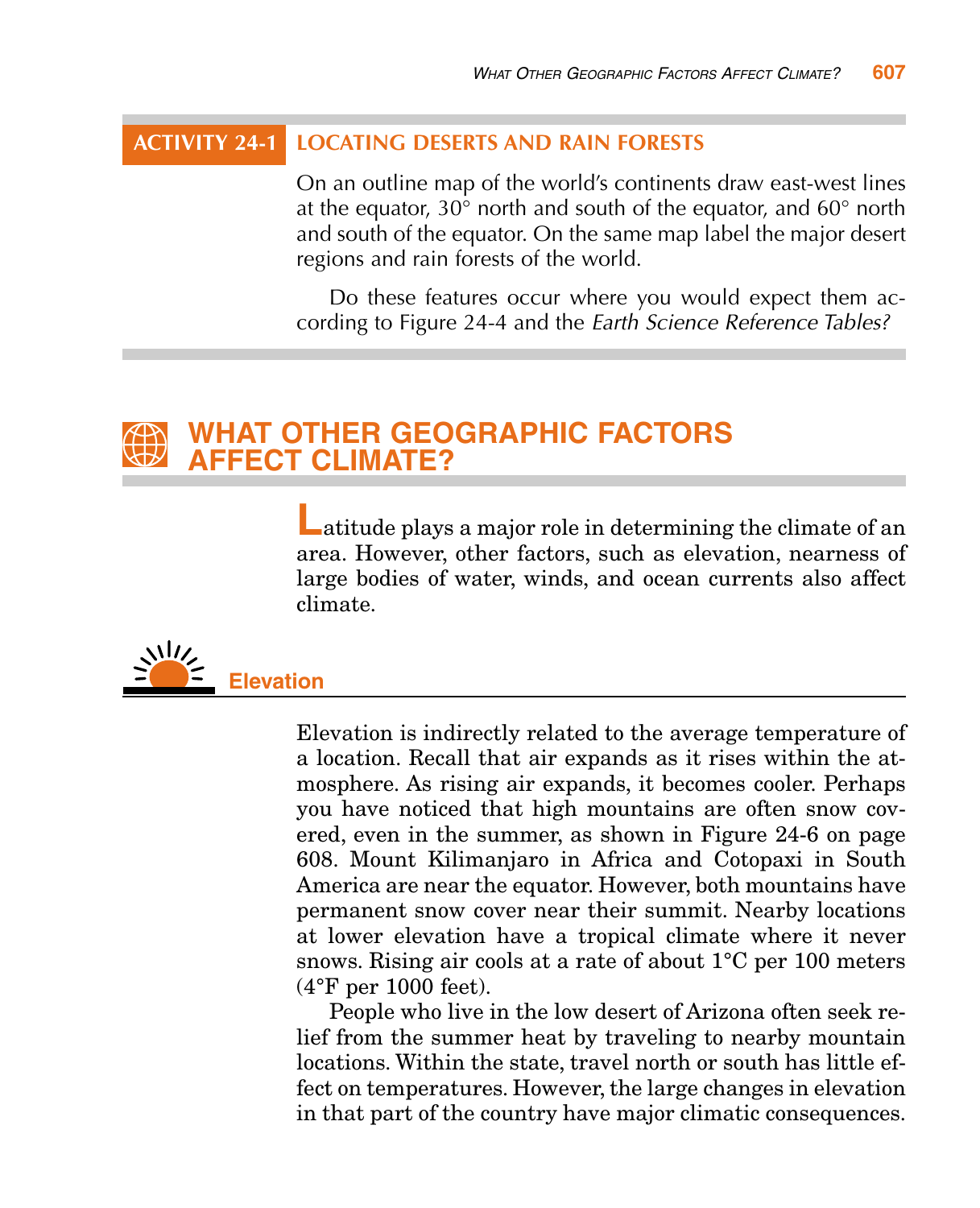## ACTIVITY 24-1 LOCATING DESERTS AND RAIN FORESTS

On an outline map of the world's continents draw east-west lines at the equator, 30° north and south of the equator, and 60° north and south of the equator. On the same map label the major desert regions and rain forests of the world.

Do these features occur where you would expect them according to Figure 24-4 and the *Earth Science Reference Tables?*

# WHAT OTHER GEOGRAPHIC FACTORS AFFECT CLIMATE?

Latitude plays a major role in determining the climate of an area. However, other factors, such as elevation, nearness of large bodies of water, winds, and ocean currents also affect climate.

## Elevation

Elevation is indirectly related to the average temperature of a location. Recall that air expands as it rises within the atmosphere. As rising air expands, it becomes cooler. Perhaps you have noticed that high mountains are often snow covered, even in the summer, as shown in Figure 24-6 on page 608. Mount Kilimanjaro in Africa and Cotopaxi in South America are near the equator. However, both mountains have permanent snow cover near their summit. Nearby locations at lower elevation have a tropical climate where it never snows. Rising air cools at a rate of about 1°C per 100 meters (4°F per 1000 feet).

People who live in the low desert of Arizona often seek relief from the summer heat by traveling to nearby mountain locations. Within the state, travel north or south has little effect on temperatures. However, the large changes in elevation in that part of the country have major climatic consequences.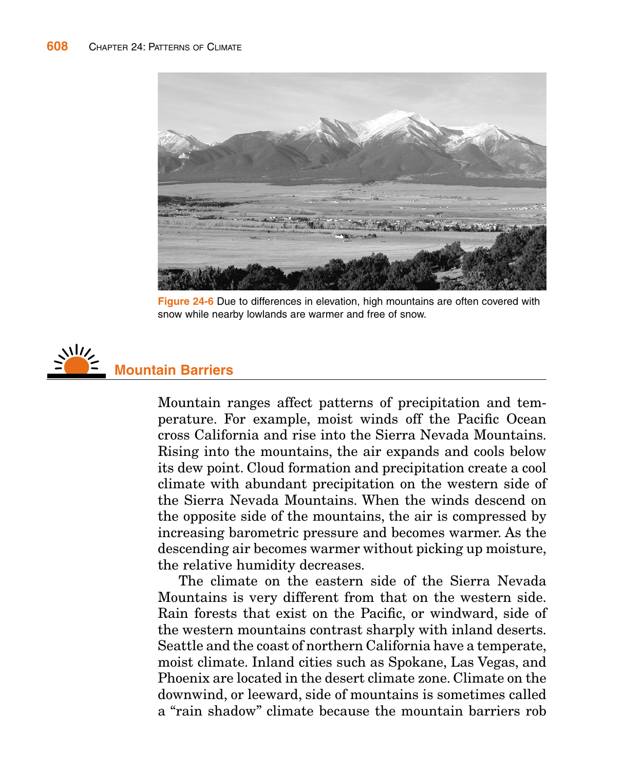Figure 24-6 Due to differences in elevation, high mountains are often covered with snow while nearby lowlands are warmer and free of snow.

## Mountain Barriers

Mountain ranges affect patterns of precipitation and temperature. For example, moist winds off the Pacific Ocean cross California and rise into the Sierra Nevada Mountains. Rising into the mountains, the air expands and cools below its dew point. Cloud formation and precipitation create a cool climate with abundant precipitation on the western side of the Sierra Nevada Mountains. When the winds descend on the opposite side of the mountains, the air is compressed by increasing barometric pressure and becomes warmer. As the descending air becomes warmer without picking up moisture, the relative humidity decreases.

The climate on the eastern side of the Sierra Nevada Mountains is very different from that on the western side. Rain forests that exist on the Pacific, or windward, side of the western mountains contrast sharply with inland deserts. Seattle and the coast of northern California have a temperate, moist climate. Inland cities such as Spokane, Las Vegas, and Phoenix are located in the desert climate zone. Climate on the downwind, or leeward, side of mountains is sometimes called a "rain shadow" climate because the mountain barriers rob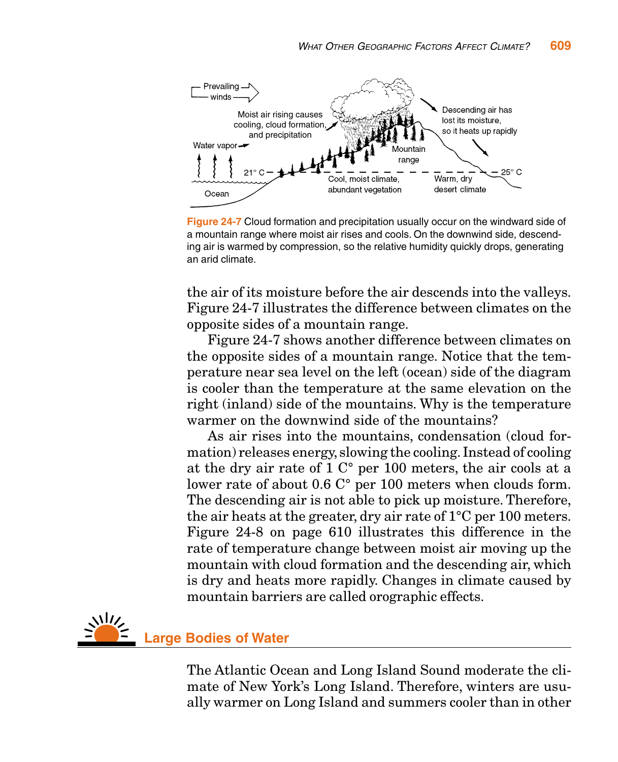Figure 24-7 Cloud formation and precipitation usually occur on the windward side of a mountain range where moist air rises and cools. On the downwind side, descending air is warmed by compression, so the relative humidity quickly drops, generating an arid climate.

the air of its moisture before the air descends into the valleys. Figure 24-7 illustrates the difference between climates on the opposite sides of a mountain range.

Figure 24-7 shows another difference between climates on the opposite sides of a mountain range. Notice that the temperature near sea level on the left (ocean) side of the diagram is cooler than the temperature at the same elevation on the right (inland) side of the mountains. Why is the temperature warmer on the downwind side of the mountains?

As air rises into the mountains, condensation (cloud formation) releases energy, slowing the cooling. Instead of cooling at the dry air rate of 1 C° per 100 meters, the air cools at a lower rate of about 0.6 C° per 100 meters when clouds form. The descending air is not able to pick up moisture. Therefore, the air heats at the greater, dry air rate of 1°C per 100 meters. Figure 24-8 on page 610 illustrates this difference in the rate of temperature change between moist air moving up the mountain with cloud formation and the descending air, which is dry and heats more rapidly. Changes in climate caused by mountain barriers are called orographic effects.

## Large Bodies of Water

The Atlantic Ocean and Long Island Sound moderate the climate of New York's Long Island. Therefore, winters are usually warmer on Long Island and summers cooler than in other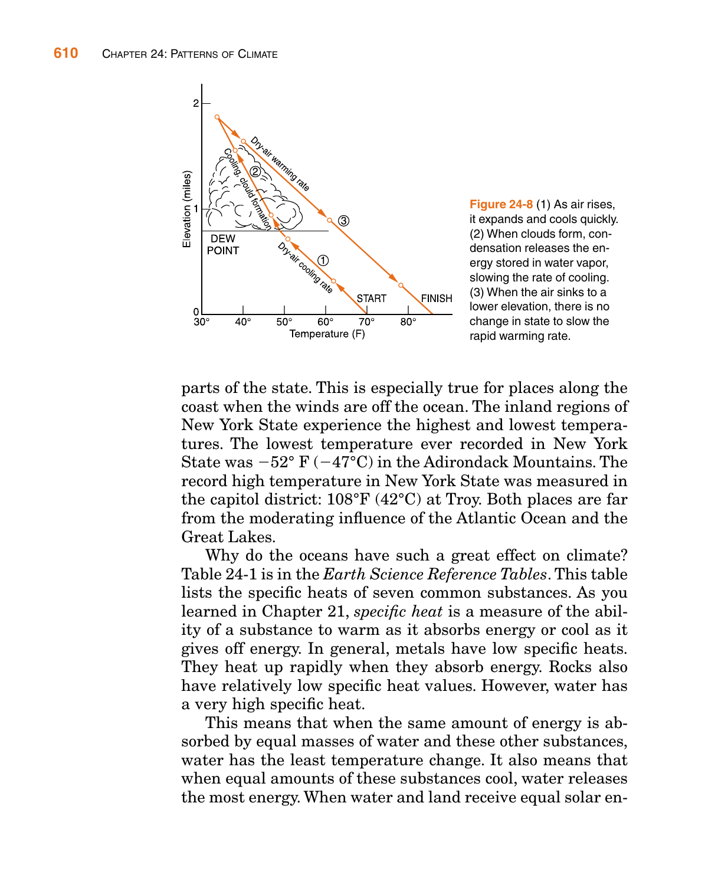**Figure 24-8** (1) As air rises, it expands and cools quickly. (2) When clouds form, condensation releases the energy stored in water vapor, slowing the rate of cooling. (3) When the air sinks to a lower elevation, there is no change in state to slow the rapid warming rate.

parts of the state. This is especially true for places along the coast when the winds are off the ocean. The inland regions of New York State experience the highest and lowest temperatures. The lowest temperature ever recorded in New York State was −52° F (−47°C) in the Adirondack Mountains. The record high temperature in New York State was measured in the capitol district: 108°F (42°C) at Troy. Both places are far from the moderating influence of the Atlantic Ocean and the Great Lakes.

Why do the oceans have such a great effect on climate? Table 24-1 is in the *Earth Science Reference Tables*. This table lists the specific heats of seven common substances. As you learned in Chapter 21, *specific heat* is a measure of the ability of a substance to warm as it absorbs energy or cool as it gives off energy. In general, metals have low specific heats. They heat up rapidly when they absorb energy. Rocks also have relatively low specific heat values. However, water has a very high specific heat.

This means that when the same amount of energy is absorbed by equal masses of water and these other substances, water has the least temperature change. It also means that when equal amounts of these substances cool, water releases the most energy. When water and land receive equal solar en-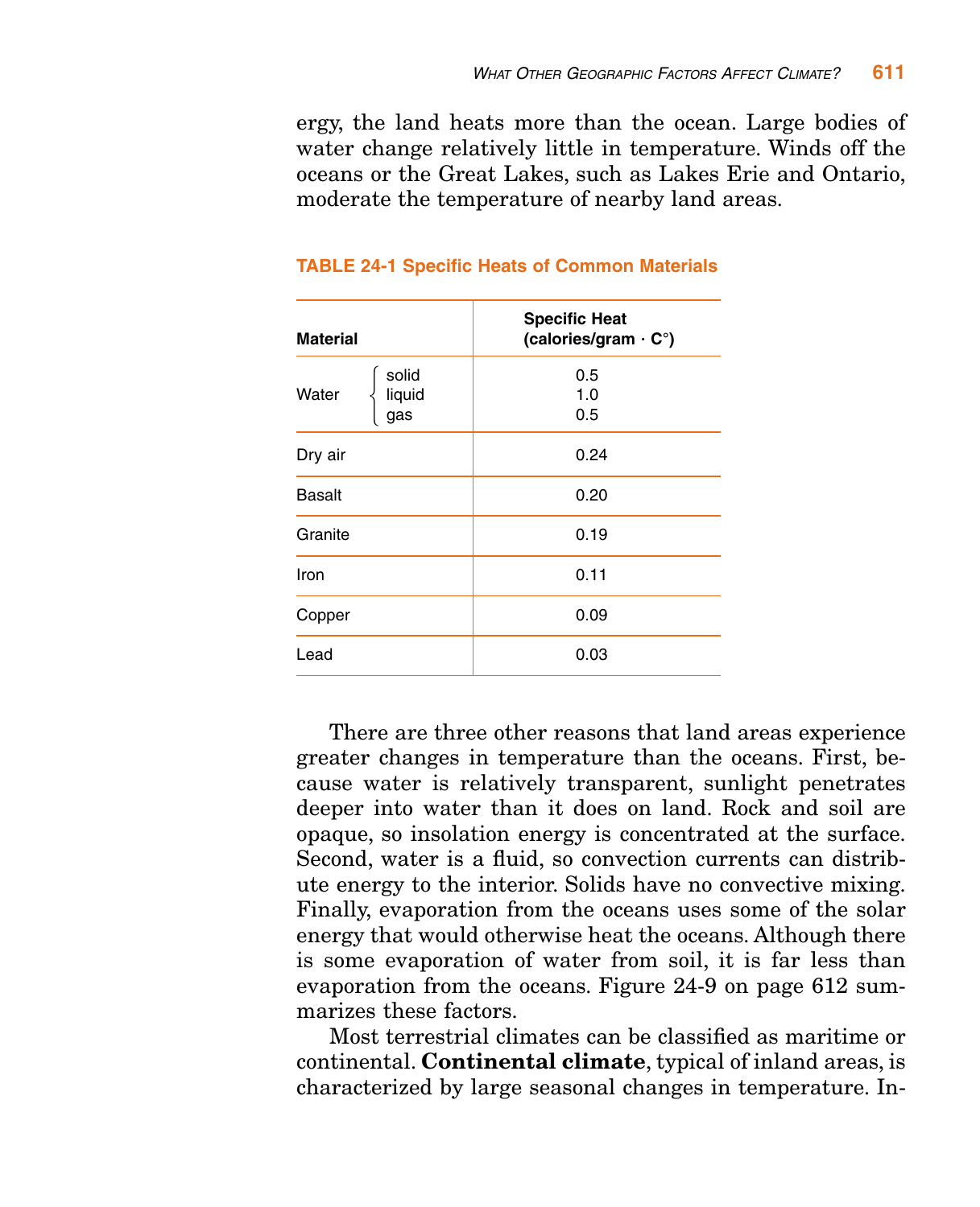ergy, the land heats more than the ocean. Large bodies of water change relatively little in temperature. Winds off the oceans or the Great Lakes, such as Lakes Erie and Ontario, moderate the temperature of nearby land areas.

**TABLE 24-1 Specific Heats of Common Materials**

| Material | | Specific Heat (calories/gram · C°) |
|---|---|---|
| Water | solid | 0.5 |
| | liquid | 1.0 |
| | gas | 0.5 |
| Dry air | | 0.24 |
| Basalt | | 0.20 |
| Granite | | 0.19 |
| Iron | | 0.11 |
| Copper | | 0.09 |
| Lead | | 0.03 |

There are three other reasons that land areas experience greater changes in temperature than the oceans. First, because water is relatively transparent, sunlight penetrates deeper into water than it does on land. Rock and soil are opaque, so insolation energy is concentrated at the surface. Second, water is a fluid, so convection currents can distribute energy to the interior. Solids have no convective mixing. Finally, evaporation from the oceans uses some of the solar energy that would otherwise heat the oceans. Although there is some evaporation of water from soil, it is far less than evaporation from the oceans. Figure 24-9 on page 612 summarizes these factors.

Most terrestrial climates can be classified as maritime or continental. **Continental climate**, typical of inland areas, is characterized by large seasonal changes in temperature. In-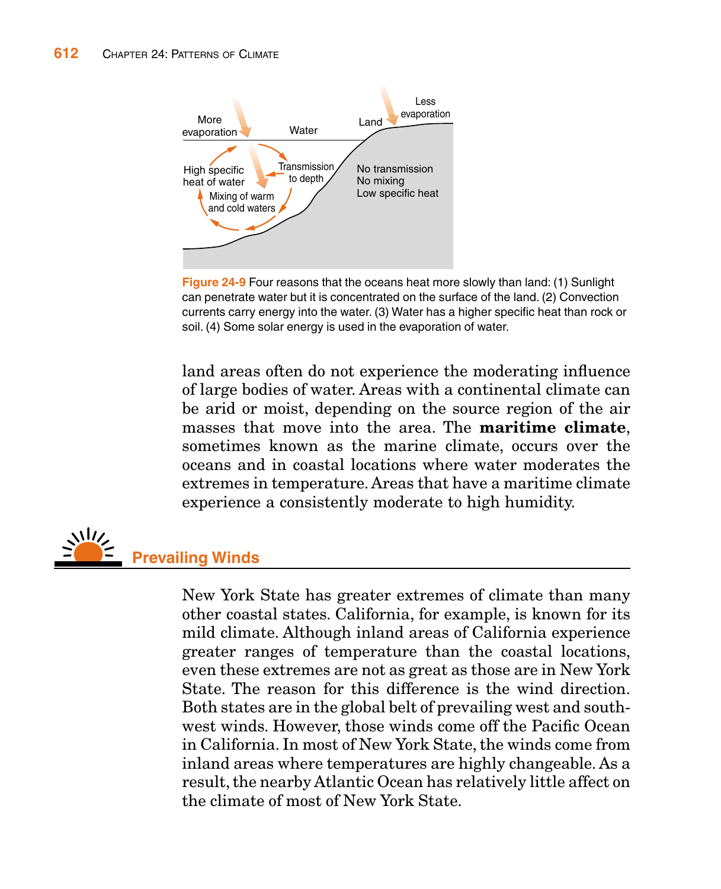**Figure 24-9** Four reasons that the oceans heat more slowly than land: (1) Sunlight can penetrate water but it is concentrated on the surface of the land. (2) Convection currents carry energy into the water. (3) Water has a higher specific heat than rock or soil. (4) Some solar energy is used in the evaporation of water.

land areas often do not experience the moderating influence of large bodies of water. Areas with a continental climate can be arid or moist, depending on the source region of the air masses that move into the area. The **maritime climate**, sometimes known as the marine climate, occurs over the oceans and in coastal locations where water moderates the extremes in temperature. Areas that have a maritime climate experience a consistently moderate to high humidity.

## Prevailing Winds

New York State has greater extremes of climate than many other coastal states. California, for example, is known for its mild climate. Although inland areas of California experience greater ranges of temperature than the coastal locations, even these extremes are not as great as those are in New York State. The reason for this difference is the wind direction. Both states are in the global belt of prevailing west and southwest winds. However, those winds come off the Pacific Ocean in California. In most of New York State, the winds come from inland areas where temperatures are highly changeable. As a result, the nearby Atlantic Ocean has relatively little affect on the climate of most of New York State.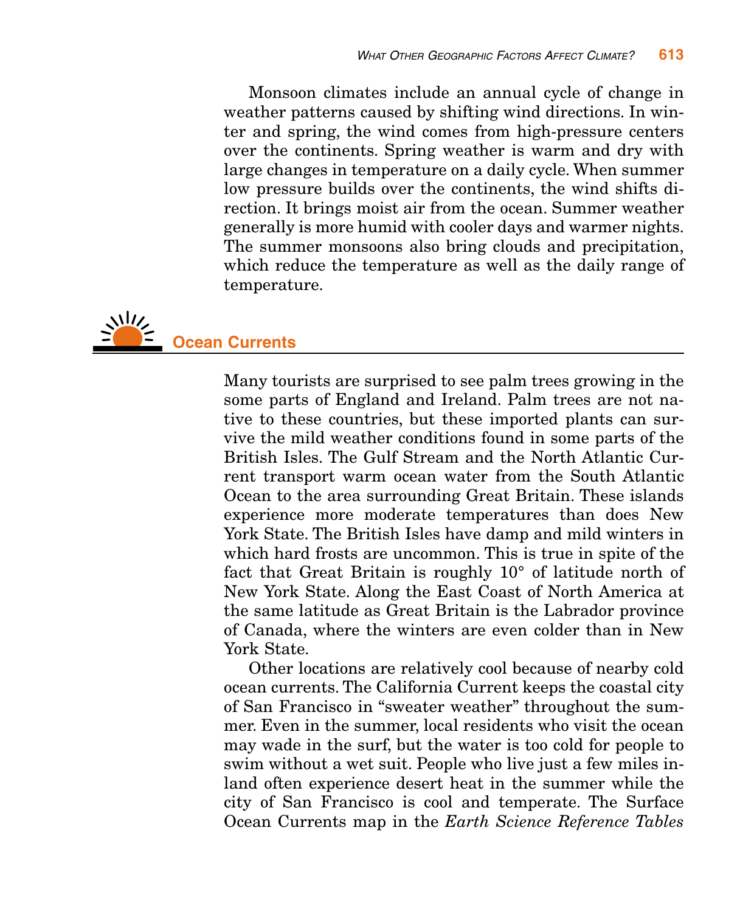Monsoon climates include an annual cycle of change in weather patterns caused by shifting wind directions. In winter and spring, the wind comes from high-pressure centers over the continents. Spring weather is warm and dry with large changes in temperature on a daily cycle. When summer low pressure builds over the continents, the wind shifts direction. It brings moist air from the ocean. Summer weather generally is more humid with cooler days and warmer nights. The summer monsoons also bring clouds and precipitation, which reduce the temperature as well as the daily range of temperature.

## Ocean Currents

Many tourists are surprised to see palm trees growing in the some parts of England and Ireland. Palm trees are not native to these countries, but these imported plants can survive the mild weather conditions found in some parts of the British Isles. The Gulf Stream and the North Atlantic Current transport warm ocean water from the South Atlantic Ocean to the area surrounding Great Britain. These islands experience more moderate temperatures than does New York State. The British Isles have damp and mild winters in which hard frosts are uncommon. This is true in spite of the fact that Great Britain is roughly 10° of latitude north of New York State. Along the East Coast of North America at the same latitude as Great Britain is the Labrador province of Canada, where the winters are even colder than in New York State.

Other locations are relatively cool because of nearby cold ocean currents. The California Current keeps the coastal city of San Francisco in "sweater weather" throughout the summer. Even in the summer, local residents who visit the ocean may wade in the surf, but the water is too cold for people to swim without a wet suit. People who live just a few miles inland often experience desert heat in the summer while the city of San Francisco is cool and temperate. The Surface Ocean Currents map in the *Earth Science Reference Tables*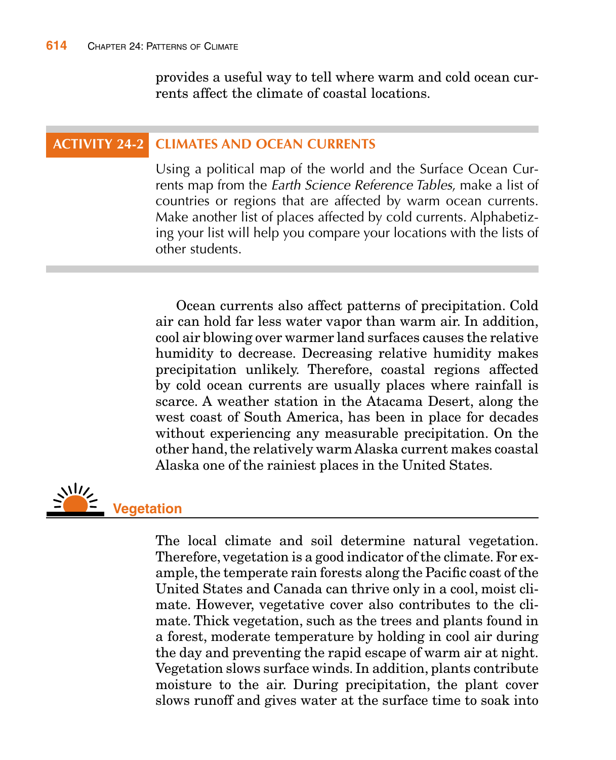provides a useful way to tell where warm and cold ocean currents affect the climate of coastal locations.

## ACTIVITY 24-2 CLIMATES AND OCEAN CURRENTS

Using a political map of the world and the Surface Ocean Currents map from the *Earth Science Reference Tables,* make a list of countries or regions that are affected by warm ocean currents. Make another list of places affected by cold currents. Alphabetizing your list will help you compare your locations with the lists of other students.

Ocean currents also affect patterns of precipitation. Cold air can hold far less water vapor than warm air. In addition, cool air blowing over warmer land surfaces causes the relative humidity to decrease. Decreasing relative humidity makes precipitation unlikely. Therefore, coastal regions affected by cold ocean currents are usually places where rainfall is scarce. A weather station in the Atacama Desert, along the west coast of South America, has been in place for decades without experiencing any measurable precipitation. On the other hand, the relatively warm Alaska current makes coastal Alaska one of the rainiest places in the United States.

## Vegetation

The local climate and soil determine natural vegetation. Therefore, vegetation is a good indicator of the climate. For example, the temperate rain forests along the Pacific coast of the United States and Canada can thrive only in a cool, moist climate. However, vegetative cover also contributes to the climate. Thick vegetation, such as the trees and plants found in a forest, moderate temperature by holding in cool air during the day and preventing the rapid escape of warm air at night. Vegetation slows surface winds. In addition, plants contribute moisture to the air. During precipitation, the plant cover slows runoff and gives water at the surface time to soak into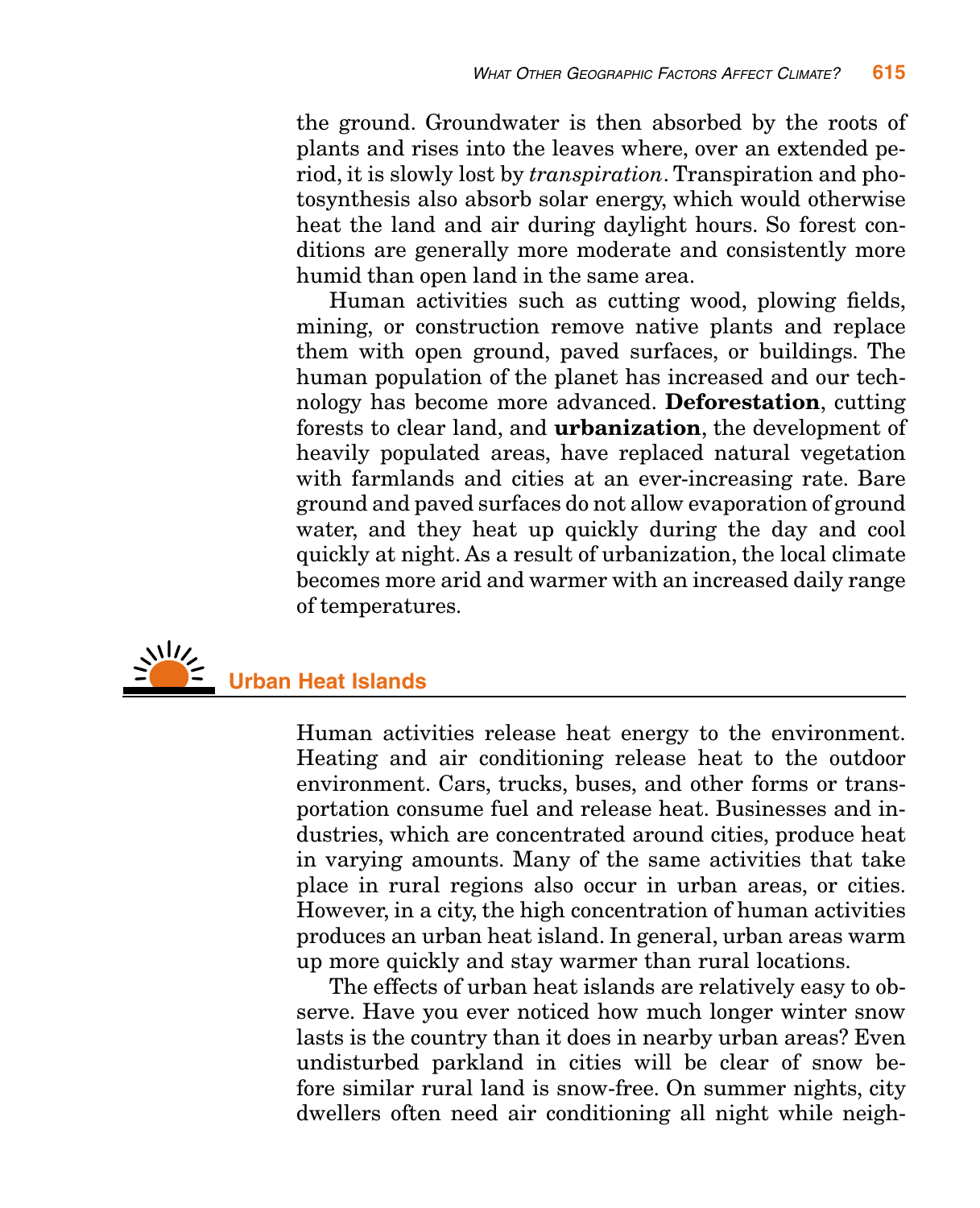the ground. Groundwater is then absorbed by the roots of plants and rises into the leaves where, over an extended period, it is slowly lost by *transpiration*. Transpiration and photosynthesis also absorb solar energy, which would otherwise heat the land and air during daylight hours. So forest conditions are generally more moderate and consistently more humid than open land in the same area.

Human activities such as cutting wood, plowing fields, mining, or construction remove native plants and replace them with open ground, paved surfaces, or buildings. The human population of the planet has increased and our technology has become more advanced. **Deforestation**, cutting forests to clear land, and **urbanization**, the development of heavily populated areas, have replaced natural vegetation with farmlands and cities at an ever-increasing rate. Bare ground and paved surfaces do not allow evaporation of ground water, and they heat up quickly during the day and cool quickly at night. As a result of urbanization, the local climate becomes more arid and warmer with an increased daily range of temperatures.

## Urban Heat Islands

Human activities release heat energy to the environment. Heating and air conditioning release heat to the outdoor environment. Cars, trucks, buses, and other forms or transportation consume fuel and release heat. Businesses and industries, which are concentrated around cities, produce heat in varying amounts. Many of the same activities that take place in rural regions also occur in urban areas, or cities. However, in a city, the high concentration of human activities produces an urban heat island. In general, urban areas warm up more quickly and stay warmer than rural locations.

The effects of urban heat islands are relatively easy to observe. Have you ever noticed how much longer winter snow lasts is the country than it does in nearby urban areas? Even undisturbed parkland in cities will be clear of snow before similar rural land is snow-free. On summer nights, city dwellers often need air conditioning all night while neigh-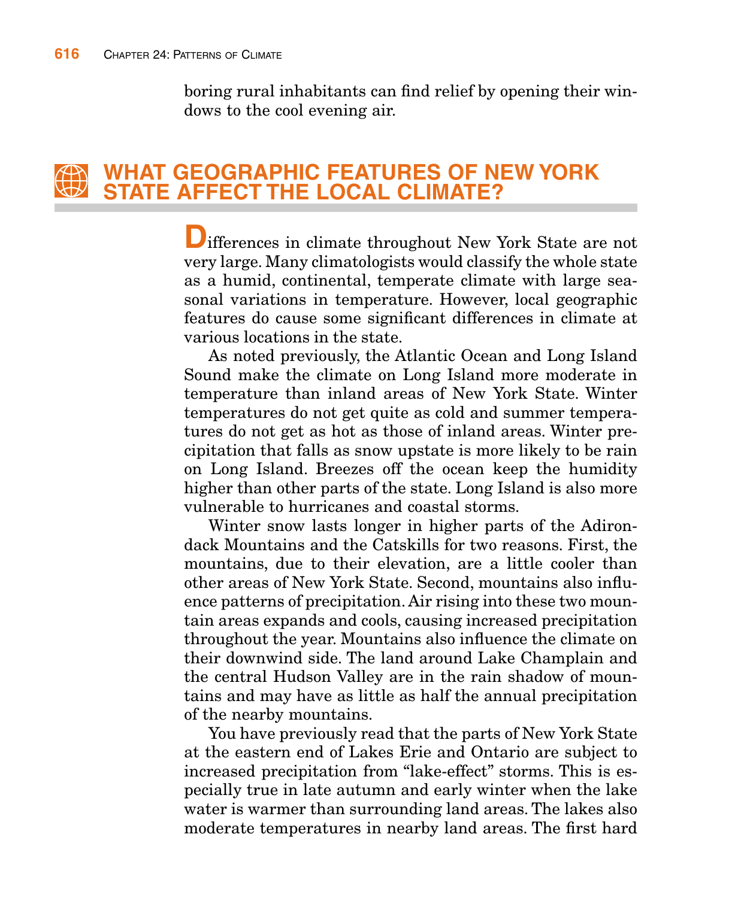boring rural inhabitants can find relief by opening their windows to the cool evening air.

## WHAT GEOGRAPHIC FEATURES OF NEW YORK STATE AFFECT THE LOCAL CLIMATE?

Differences in climate throughout New York State are not very large. Many climatologists would classify the whole state as a humid, continental, temperate climate with large seasonal variations in temperature. However, local geographic features do cause some significant differences in climate at various locations in the state.

As noted previously, the Atlantic Ocean and Long Island Sound make the climate on Long Island more moderate in temperature than inland areas of New York State. Winter temperatures do not get quite as cold and summer temperatures do not get as hot as those of inland areas. Winter precipitation that falls as snow upstate is more likely to be rain on Long Island. Breezes off the ocean keep the humidity higher than other parts of the state. Long Island is also more vulnerable to hurricanes and coastal storms.

Winter snow lasts longer in higher parts of the Adirondack Mountains and the Catskills for two reasons. First, the mountains, due to their elevation, are a little cooler than other areas of New York State. Second, mountains also influence patterns of precipitation. Air rising into these two mountain areas expands and cools, causing increased precipitation throughout the year. Mountains also influence the climate on their downwind side. The land around Lake Champlain and the central Hudson Valley are in the rain shadow of mountains and may have as little as half the annual precipitation of the nearby mountains.

You have previously read that the parts of New York State at the eastern end of Lakes Erie and Ontario are subject to increased precipitation from "lake-effect" storms. This is especially true in late autumn and early winter when the lake water is warmer than surrounding land areas. The lakes also moderate temperatures in nearby land areas. The first hard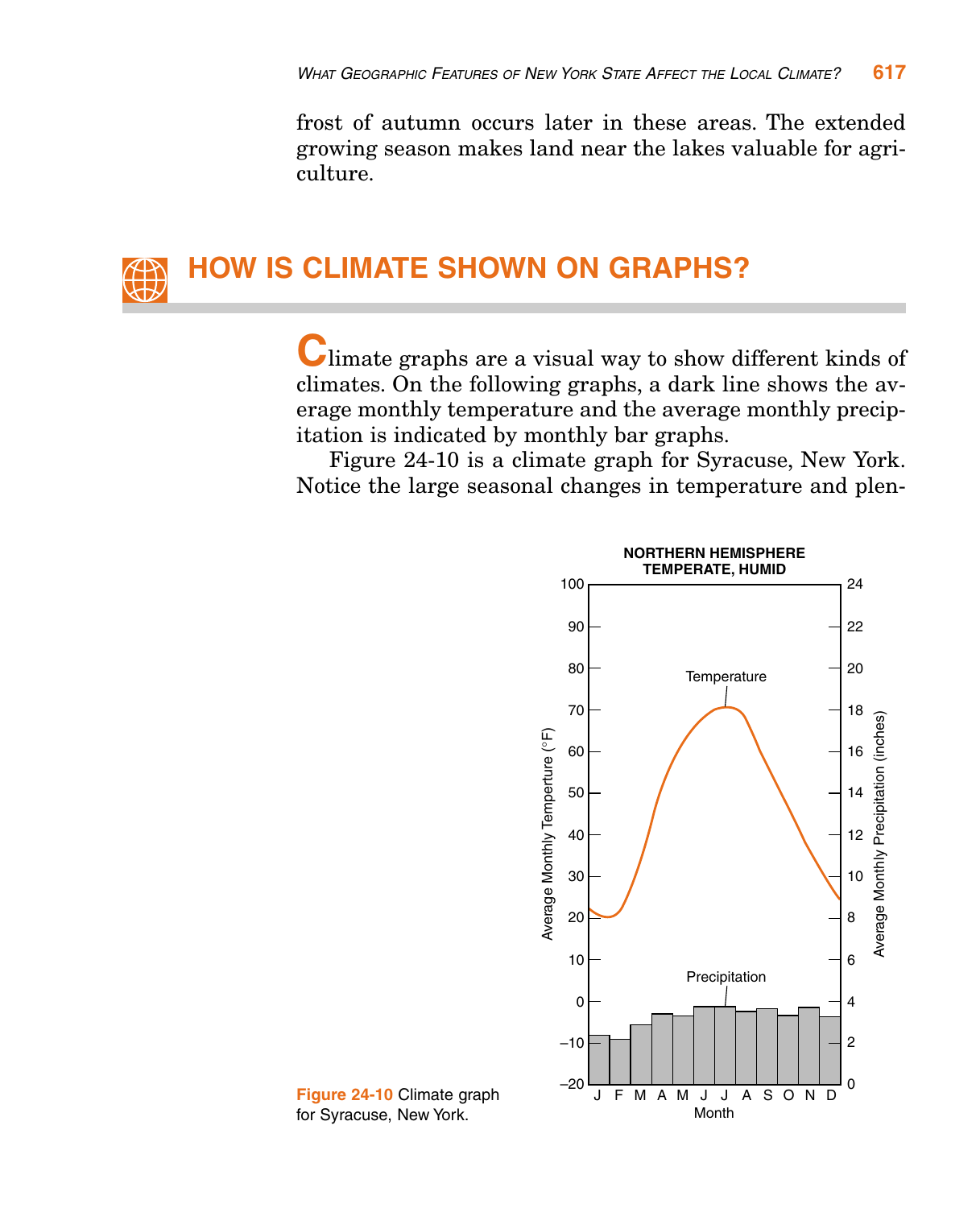frost of autumn occurs later in these areas. The extended growing season makes land near the lakes valuable for agriculture.

## HOW IS CLIMATE SHOWN ON GRAPHS?

Climate graphs are a visual way to show different kinds of climates. On the following graphs, a dark line shows the average monthly temperature and the average monthly precipitation is indicated by monthly bar graphs.

Figure 24-10 is a climate graph for Syracuse, New York. Notice the large seasonal changes in temperature and plen-

Figure 24-10 Climate graph for Syracuse, New York.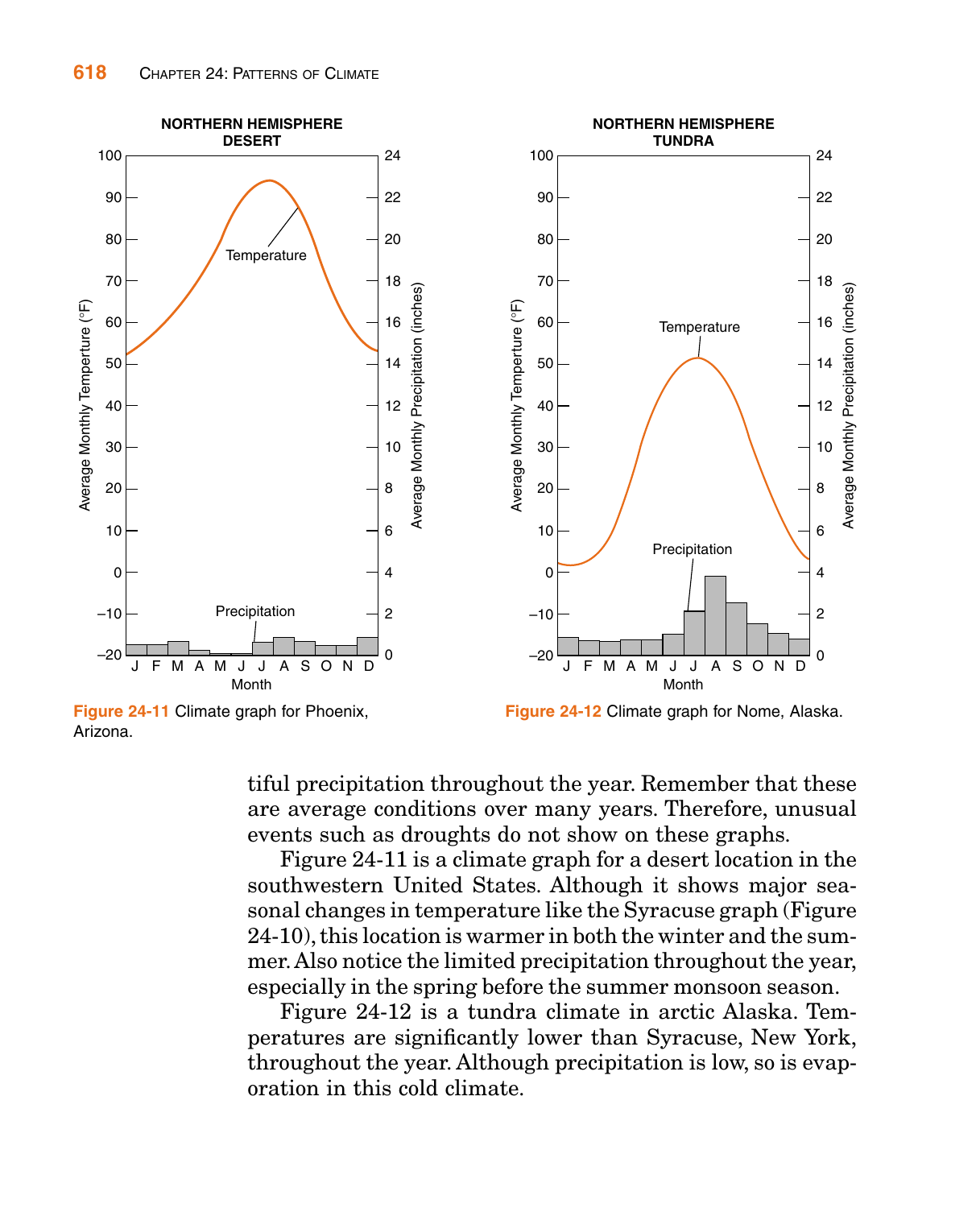Figure 24-11 Climate graph for Phoenix, Arizona.

Figure 24-12 Climate graph for Nome, Alaska.

tiful precipitation throughout the year. Remember that these are average conditions over many years. Therefore, unusual events such as droughts do not show on these graphs.

Figure 24-11 is a climate graph for a desert location in the southwestern United States. Although it shows major seasonal changes in temperature like the Syracuse graph (Figure 24-10), this location is warmer in both the winter and the summer. Also notice the limited precipitation throughout the year, especially in the spring before the summer monsoon season.

Figure 24-12 is a tundra climate in arctic Alaska. Temperatures are significantly lower than Syracuse, New York, throughout the year. Although precipitation is low, so is evaporation in this cold climate.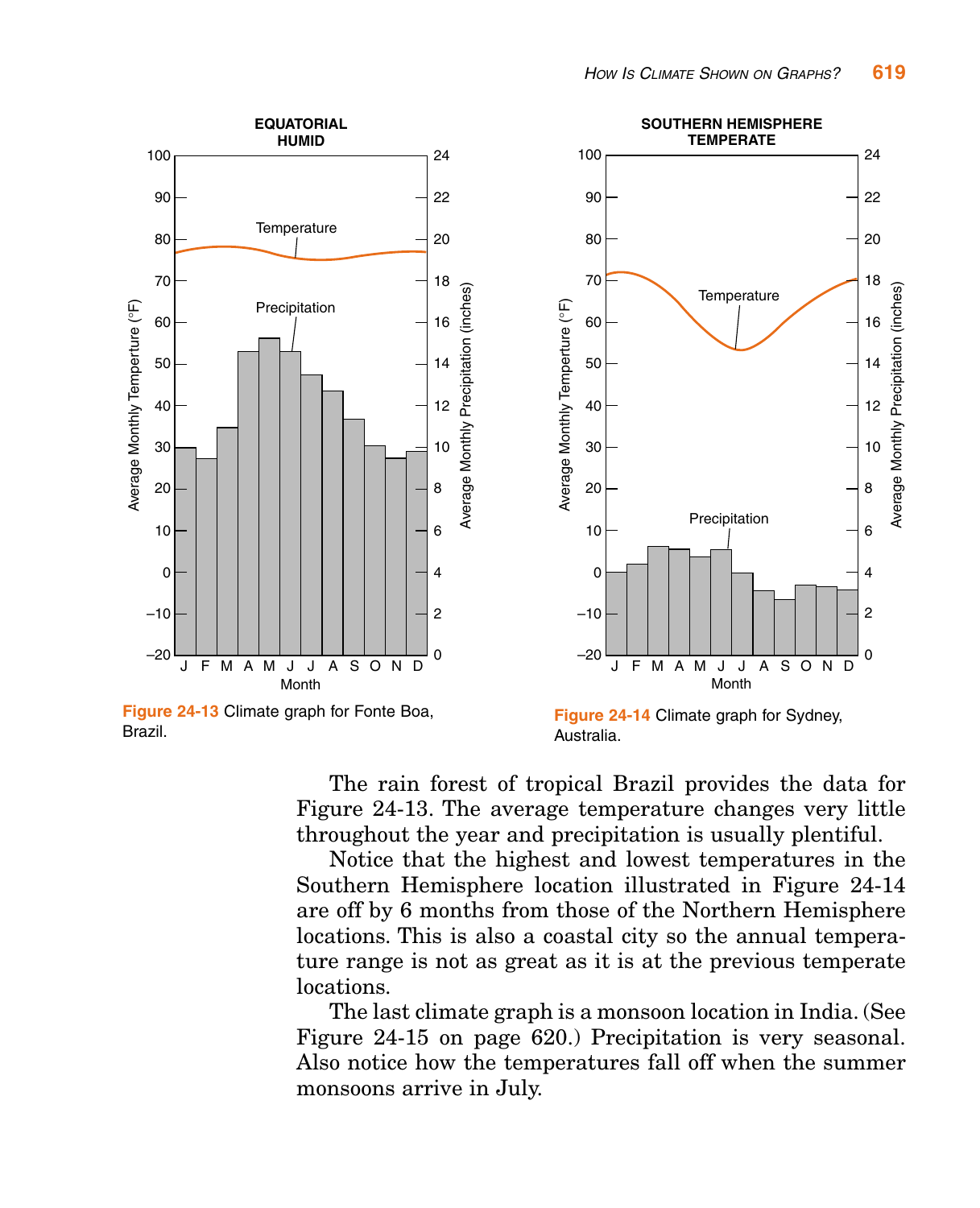Figure 24-13 Climate graph for Fonte Boa, Brazil.

Figure 24-14 Climate graph for Sydney, Australia.

The rain forest of tropical Brazil provides the data for Figure 24-13. The average temperature changes very little throughout the year and precipitation is usually plentiful.

Notice that the highest and lowest temperatures in the Southern Hemisphere location illustrated in Figure 24-14 are off by 6 months from those of the Northern Hemisphere locations. This is also a coastal city so the annual temperature range is not as great as it is at the previous temperate locations.

The last climate graph is a monsoon location in India. (See Figure 24-15 on page 620.) Precipitation is very seasonal. Also notice how the temperatures fall off when the summer monsoons arrive in July.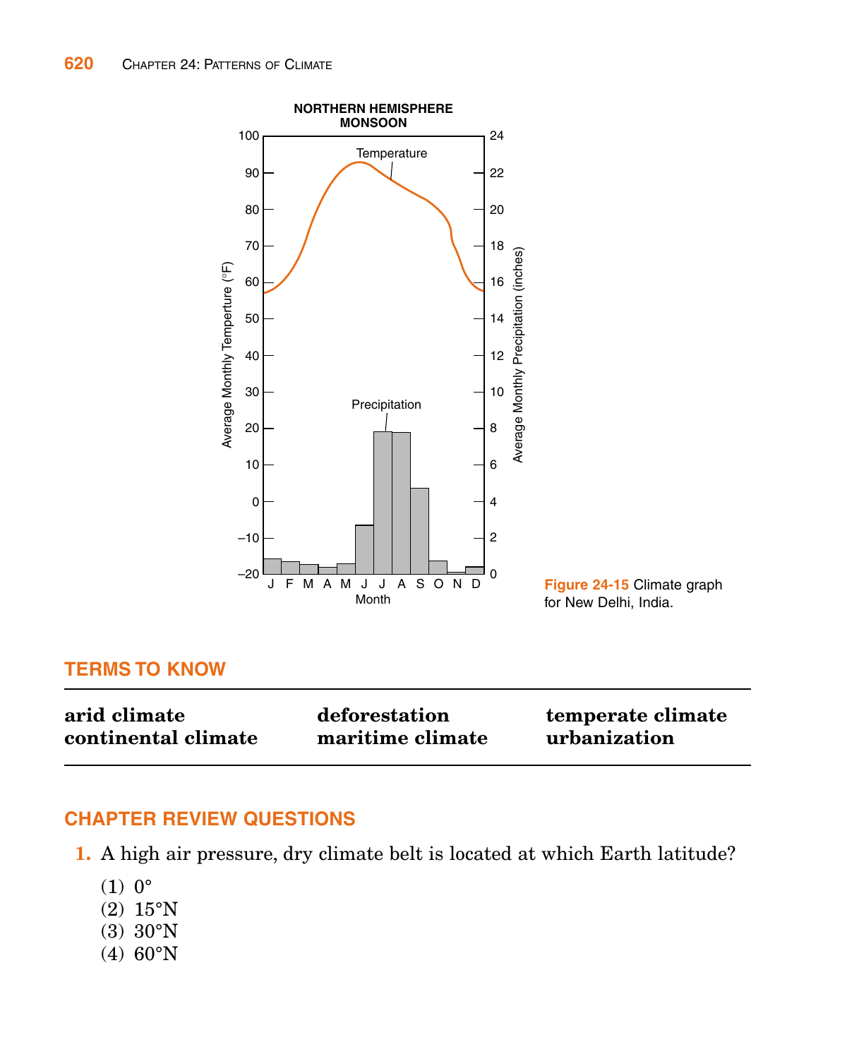Figure 24-15 Climate graph for New Delhi, India.

## TERMS TO KNOW

| | | |
|---|---|---|
| **arid climate** | **deforestation** | **temperate climate** |
| **continental climate** | **maritime climate** | **urbanization** |

## CHAPTER REVIEW QUESTIONS

**1.** A high air pressure, dry climate belt is located at which Earth latitude?

(1) 0°
(2) 15°N
(3) 30°N
(4) 60°N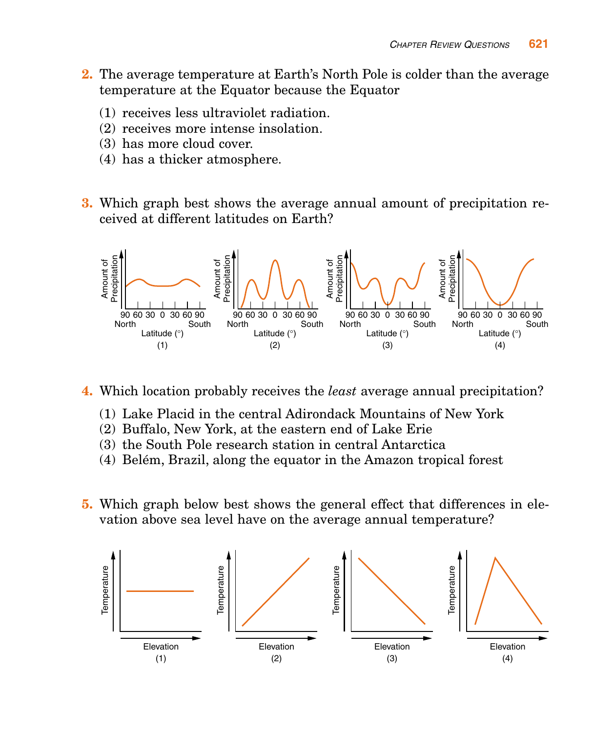**2.** The average temperature at Earth's North Pole is colder than the average temperature at the Equator because the Equator

(1) receives less ultraviolet radiation.
(2) receives more intense insolation.
(3) has more cloud cover.
(4) has a thicker atmosphere.

**3.** Which graph best shows the average annual amount of precipitation received at different latitudes on Earth?

Amount of Precipitation — Latitude (°): 90 60 30 0 30 60 90 (North … South)

(1) (2) (3) (4)

**4.** Which location probably receives the *least* average annual precipitation?

(1) Lake Placid in the central Adirondack Mountains of New York
(2) Buffalo, New York, at the eastern end of Lake Erie
(3) the South Pole research station in central Antarctica
(4) Belém, Brazil, along the equator in the Amazon tropical forest

**5.** Which graph below best shows the general effect that differences in elevation above sea level have on the average annual temperature?

Temperature — Elevation

(1) (2) (3) (4)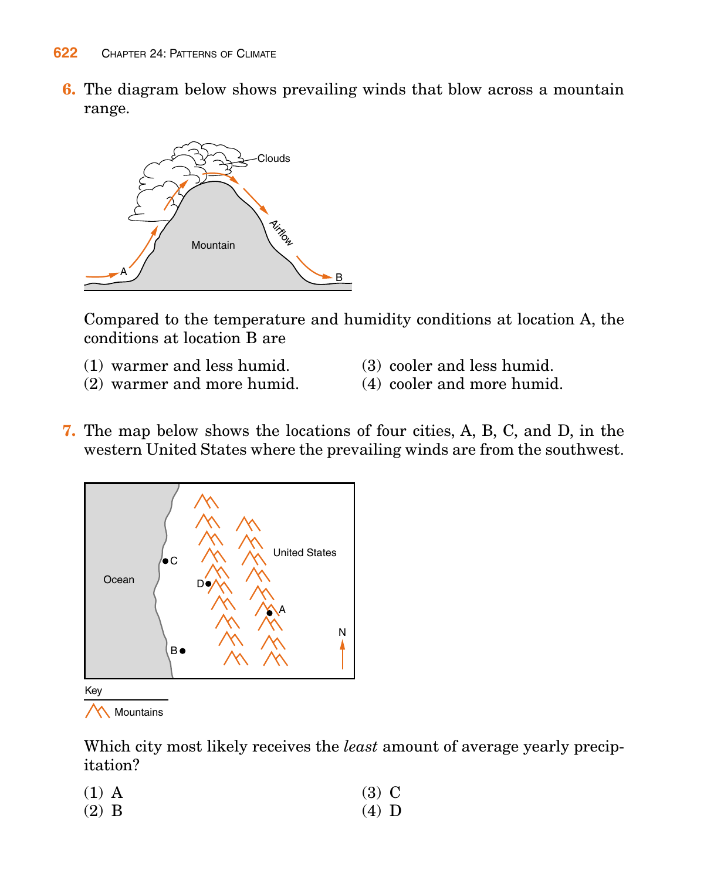6. The diagram below shows prevailing winds that blow across a mountain range.

Compared to the temperature and humidity conditions at location A, the conditions at location B are

(1) warmer and less humid.
(2) warmer and more humid.
(3) cooler and less humid.
(4) cooler and more humid.

7. The map below shows the locations of four cities, A, B, C, and D, in the western United States where the prevailing winds are from the southwest.

Which city most likely receives the *least* amount of average yearly precipitation?

(1) A
(2) B
(3) C
(4) D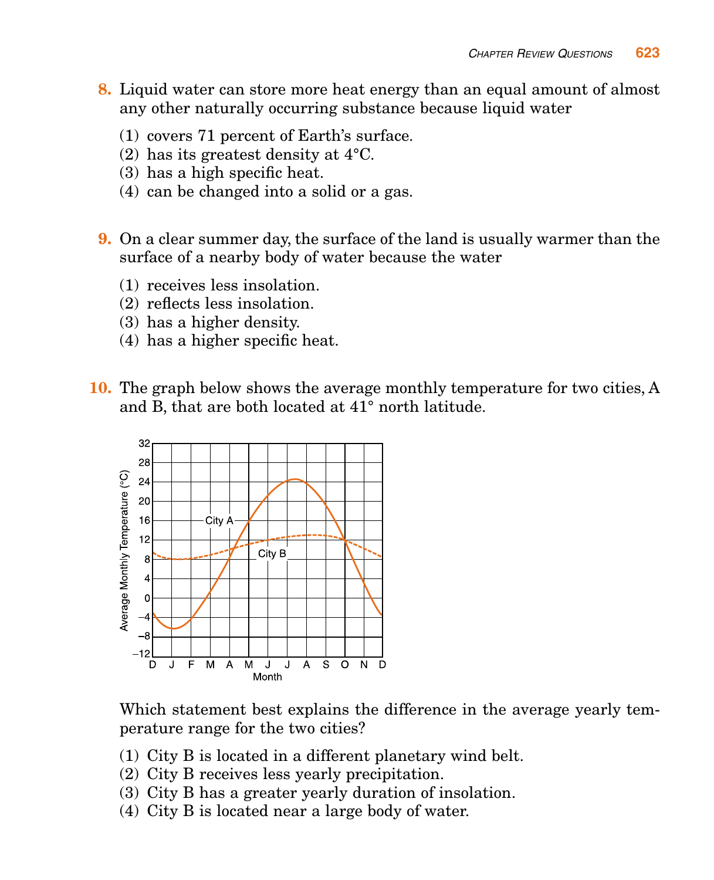8. Liquid water can store more heat energy than an equal amount of almost any other naturally occurring substance because liquid water

   (1) covers 71 percent of Earth's surface.
   (2) has its greatest density at 4°C.
   (3) has a high specific heat.
   (4) can be changed into a solid or a gas.

9. On a clear summer day, the surface of the land is usually warmer than the surface of a nearby body of water because the water

   (1) receives less insolation.
   (2) reflects less insolation.
   (3) has a higher density.
   (4) has a higher specific heat.

10. The graph below shows the average monthly temperature for two cities, A and B, that are both located at 41° north latitude.

   Which statement best explains the difference in the average yearly temperature range for the two cities?

   (1) City B is located in a different planetary wind belt.
   (2) City B receives less yearly precipitation.
   (3) City B has a greater yearly duration of insolation.
   (4) City B is located near a large body of water.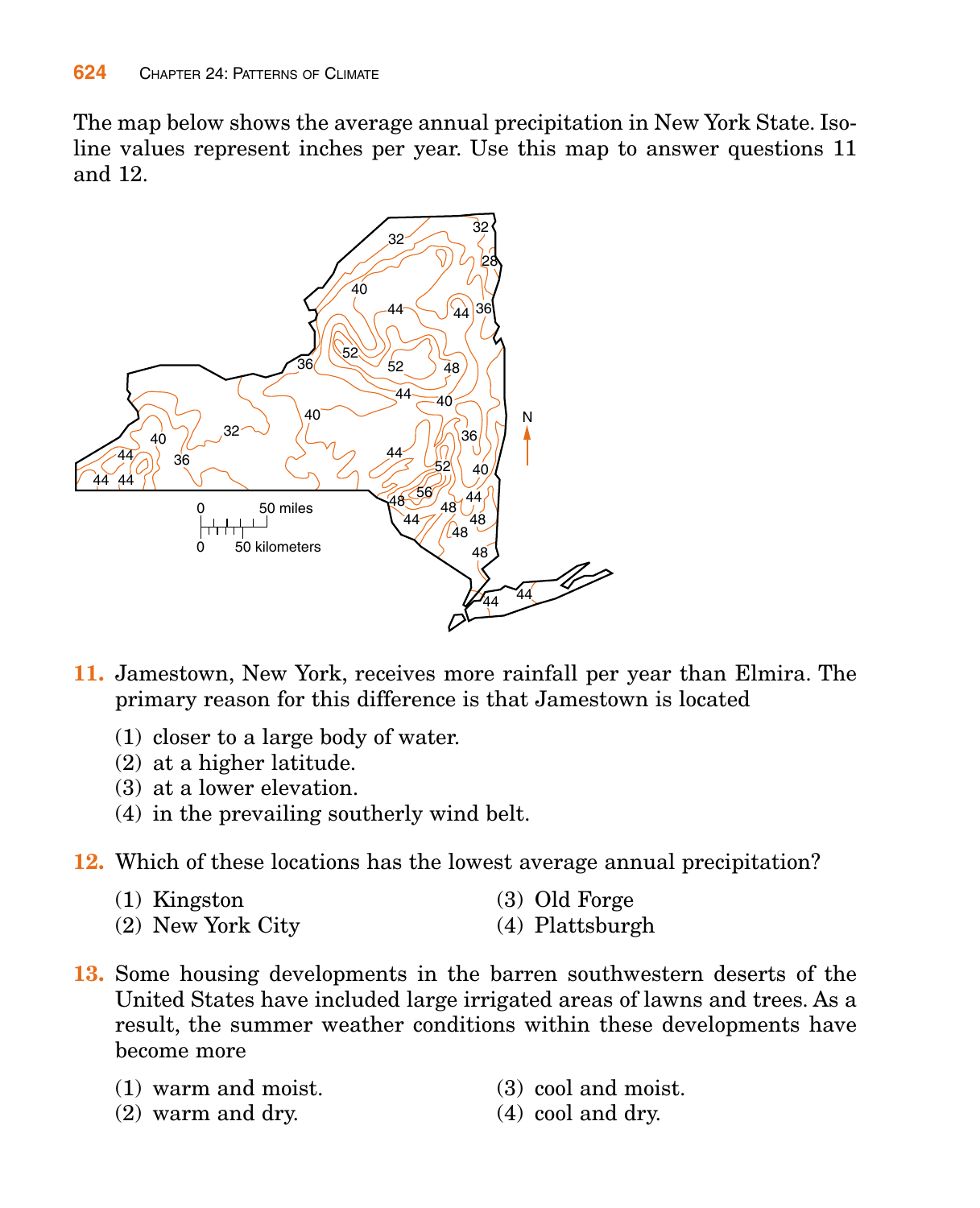The map below shows the average annual precipitation in New York State. Isoline values represent inches per year. Use this map to answer questions 11 and 12.

**11.** Jamestown, New York, receives more rainfall per year than Elmira. The primary reason for this difference is that Jamestown is located

(1) closer to a large body of water.
(2) at a higher latitude.
(3) at a lower elevation.
(4) in the prevailing southerly wind belt.

**12.** Which of these locations has the lowest average annual precipitation?

(1) Kingston
(2) New York City
(3) Old Forge
(4) Plattsburgh

**13.** Some housing developments in the barren southwestern deserts of the United States have included large irrigated areas of lawns and trees. As a result, the summer weather conditions within these developments have become more

(1) warm and moist.
(2) warm and dry.
(3) cool and moist.
(4) cool and dry.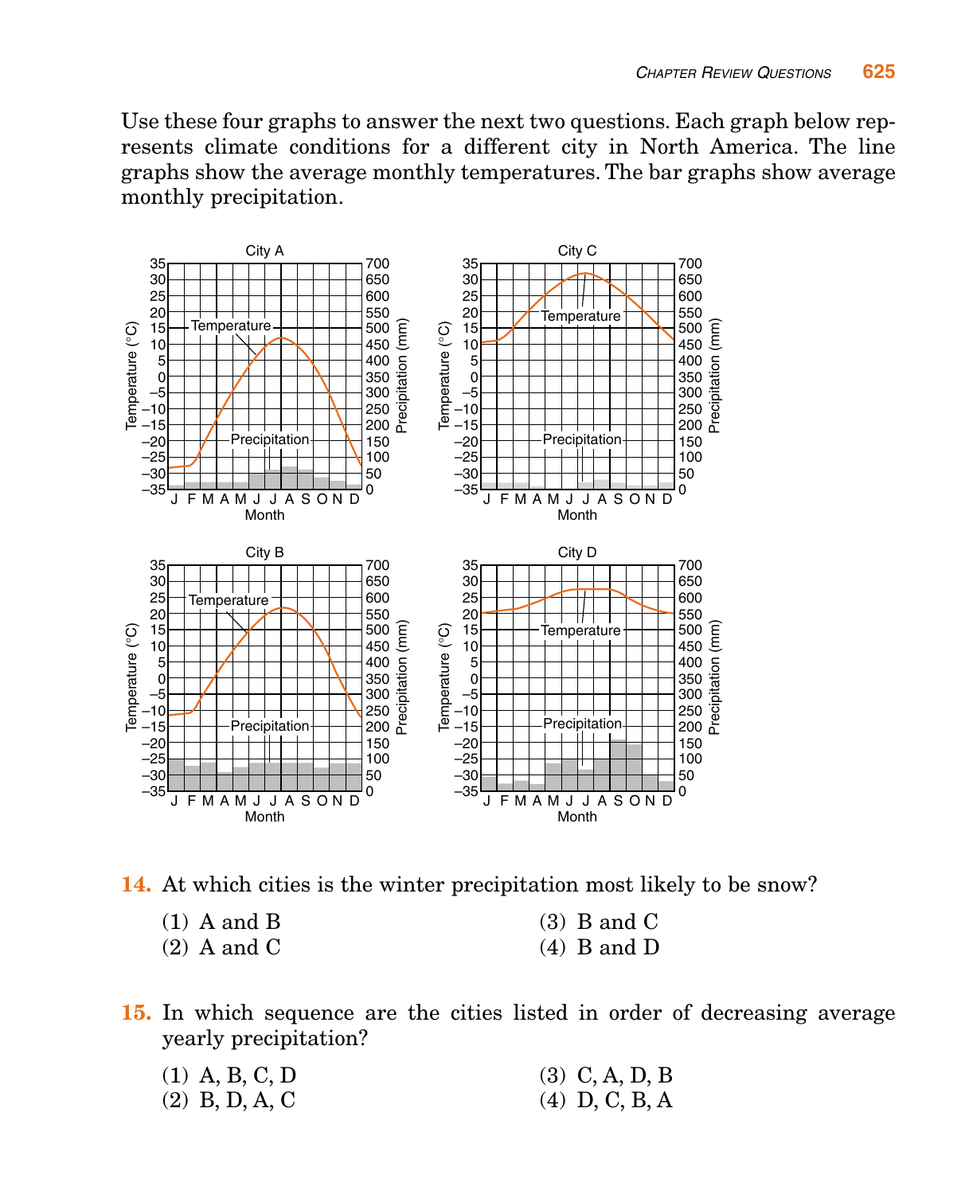Use these four graphs to answer the next two questions. Each graph below represents climate conditions for a different city in North America. The line graphs show the average monthly temperatures. The bar graphs show average monthly precipitation.

**14.** At which cities is the winter precipitation most likely to be snow?

(1) A and B
(2) A and C
(3) B and C
(4) B and D

**15.** In which sequence are the cities listed in order of decreasing average yearly precipitation?

(1) A, B, C, D
(2) B, D, A, C
(3) C, A, D, B
(4) D, C, B, A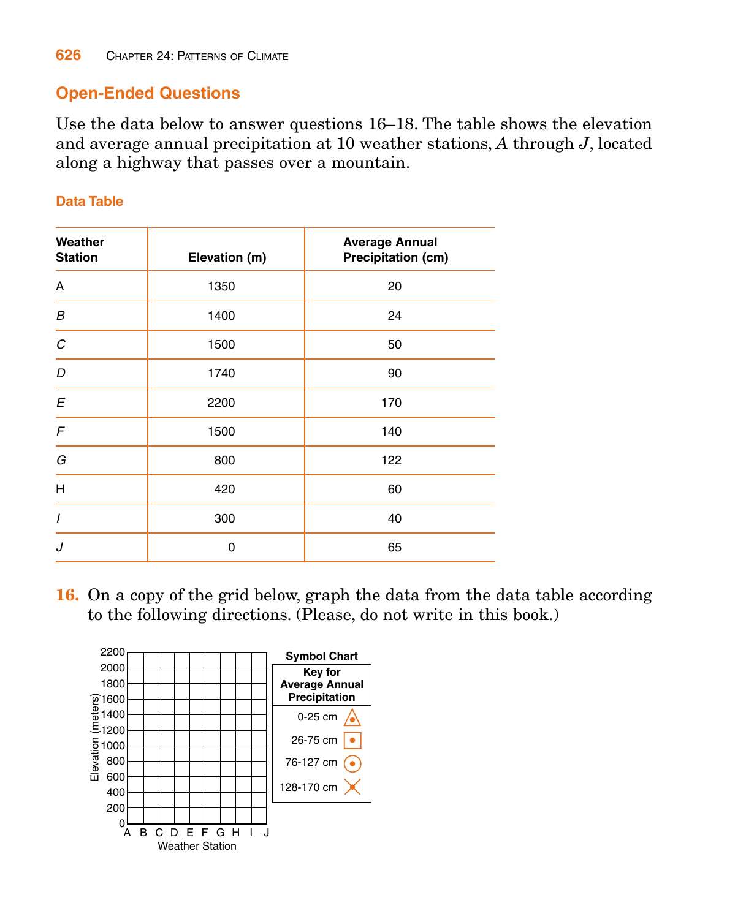## Open-Ended Questions

Use the data below to answer questions 16–18. The table shows the elevation and average annual precipitation at 10 weather stations, *A* through *J*, located along a highway that passes over a mountain.

**Data Table**

| Weather Station | Elevation (m) | Average Annual Precipitation (cm) |
|---|---|---|
| A | 1350 | 20 |
| *B* | 1400 | 24 |
| *C* | 1500 | 50 |
| *D* | 1740 | 90 |
| *E* | 2200 | 170 |
| *F* | 1500 | 140 |
| *G* | 800 | 122 |
| H | 420 | 60 |
| *I* | 300 | 40 |
| *J* | 0 | 65 |

**16.** On a copy of the grid below, graph the data from the data table according to the following directions. (Please, do not write in this book.)

Elevation (meters): 0, 200, 400, 600, 800, 1000, 1200, 1400, 1600, 1800, 2000, 2200

Weather Station: A, B, C, D, E, F, G, H, I, J

**Symbol Chart**

| Key for Average Annual Precipitation |
|---|
| 0-25 cm (triangle with dot) |
| 26-75 cm (square with dot) |
| 76-127 cm (circle with dot) |
| 128-170 cm (X with dot) |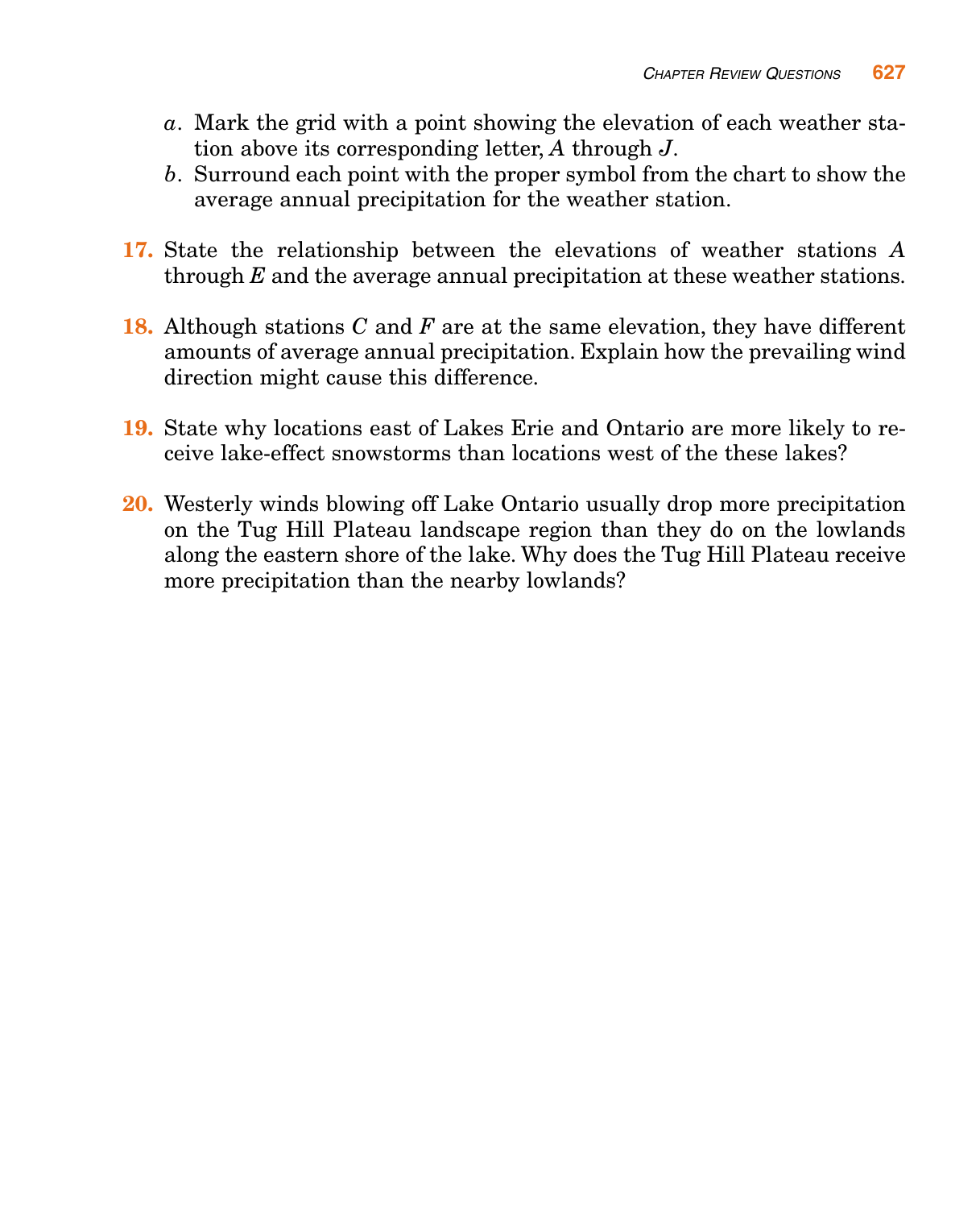*a*. Mark the grid with a point showing the elevation of each weather station above its corresponding letter, *A* through *J*.

*b*. Surround each point with the proper symbol from the chart to show the average annual precipitation for the weather station.

**17.** State the relationship between the elevations of weather stations *A* through *E* and the average annual precipitation at these weather stations.

**18.** Although stations *C* and *F* are at the same elevation, they have different amounts of average annual precipitation. Explain how the prevailing wind direction might cause this difference.

**19.** State why locations east of Lakes Erie and Ontario are more likely to receive lake-effect snowstorms than locations west of the these lakes?

**20.** Westerly winds blowing off Lake Ontario usually drop more precipitation on the Tug Hill Plateau landscape region than they do on the lowlands along the eastern shore of the lake. Why does the Tug Hill Plateau receive more precipitation than the nearby lowlands?